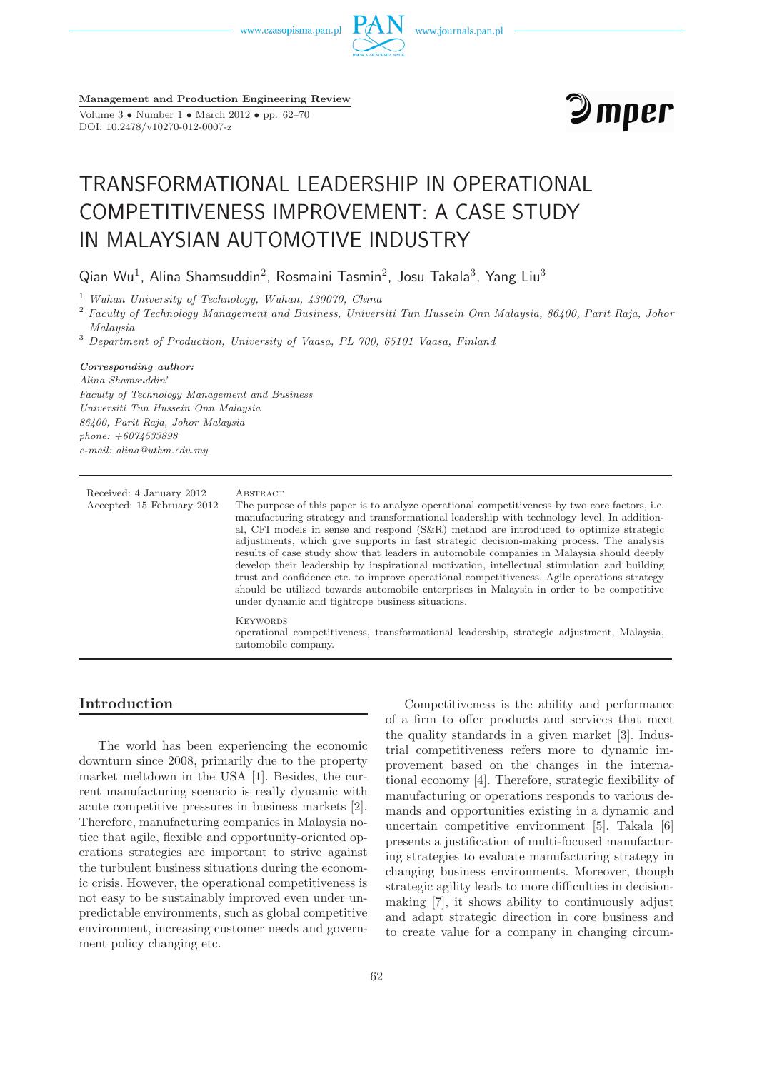Management and Production Engineering Review

Volume 3 • Number 1 • March 2012 • pp. 62–70

DOI: 10.2478/v10270-012-0007-z

# TRANSFORMATIONAL LEADERSHIP IN OPERATIONAL COMPETITIVENESS IMPROVEMENT: A CASE STUDY IN MALAYSIAN AUTOMOTIVE INDUSTRY

Qian Wu[1], Alina Shamsuddin[2], Rosmaini Tasmin[2], Josu Takala[3], Yang Liu[3]

[1] *Wuhan University of Technology, Wuhan, 430070, China*

[2] *Faculty of Technology Management and Business, Universiti Tun Hussein Onn Malaysia, 86400, Parit Raja, Johor Malaysia*

[3] *Department of Production, University of Vaasa, PL 700, 65101 Vaasa, Finland*

***Corresponding author:***
*Alina Shamsuddin'*
*Faculty of Technology Management and Business*
*Universiti Tun Hussein Onn Malaysia*
*86400, Parit Raja, Johor Malaysia*
*phone: +6074533898*
*e-mail: alina@uthm.edu.my*

Received: 4 January 2012
Accepted: 15 February 2012

Abstract

The purpose of this paper is to analyze operational competitiveness by two core factors, i.e. manufacturing strategy and transformational leadership with technology level. In additional, CFI models in sense and respond (S&R) method are introduced to optimize strategic adjustments, which give supports in fast strategic decision-making process. The analysis results of case study show that leaders in automobile companies in Malaysia should deeply develop their leadership by inspirational motivation, intellectual stimulation and building trust and confidence etc. to improve operational competitiveness. Agile operations strategy should be utilized towards automobile enterprises in Malaysia in order to be competitive under dynamic and tightrope business situations.

Keywords

operational competitiveness, transformational leadership, strategic adjustment, Malaysia, automobile company.

## Introduction

The world has been experiencing the economic downturn since 2008, primarily due to the property market meltdown in the USA [1]. Besides, the current manufacturing scenario is really dynamic with acute competitive pressures in business markets [2]. Therefore, manufacturing companies in Malaysia notice that agile, flexible and opportunity-oriented operations strategies are important to strive against the turbulent business situations during the economic crisis. However, the operational competitiveness is not easy to be sustainably improved even under unpredictable environments, such as global competitive environment, increasing customer needs and government policy changing etc.

Competitiveness is the ability and performance of a firm to offer products and services that meet the quality standards in a given market [3]. Industrial competitiveness refers more to dynamic improvement based on the changes in the international economy [4]. Therefore, strategic flexibility of manufacturing or operations responds to various demands and opportunities existing in a dynamic and uncertain competitive environment [5]. Takala [6] presents a justification of multi-focused manufacturing strategies to evaluate manufacturing strategy in changing business environments. Moreover, though strategic agility leads to more difficulties in decision-making [7], it shows ability to continuously adjust and adapt strategic direction in core business and to create value for a company in changing circum-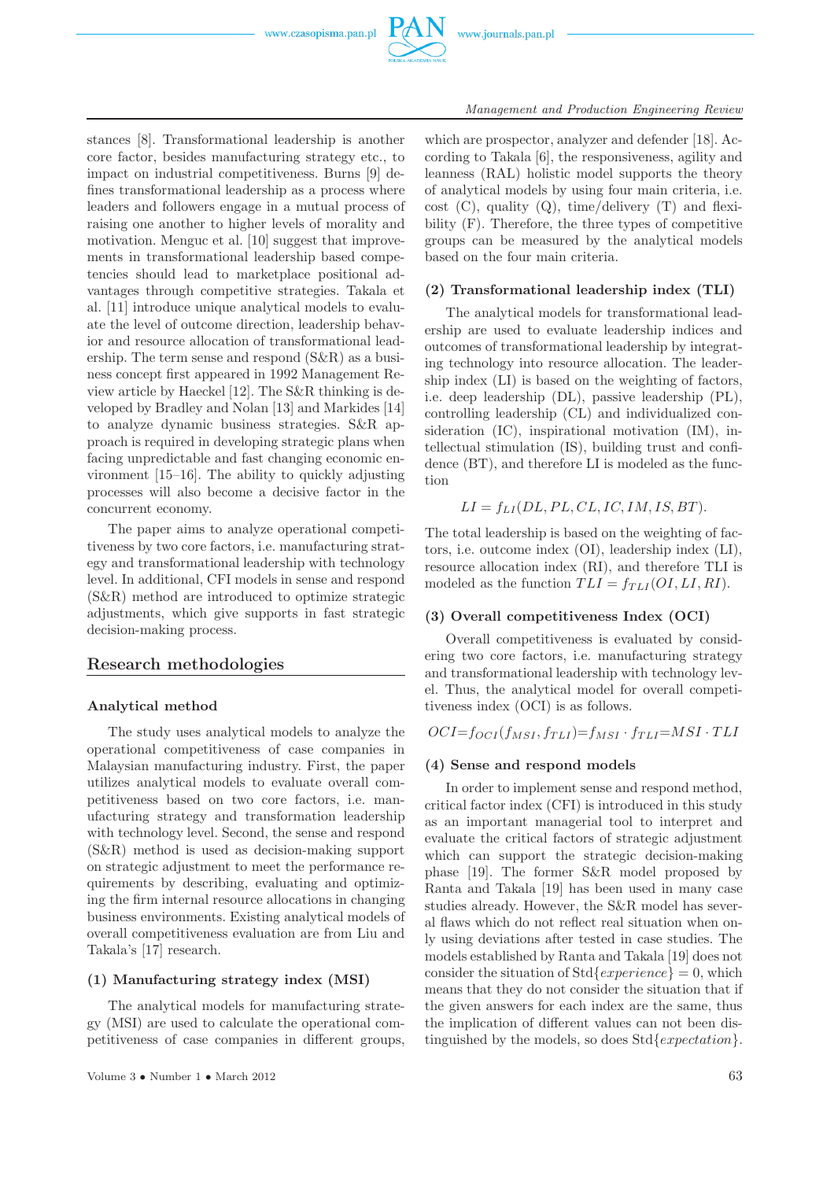stances [8]. Transformational leadership is another core factor, besides manufacturing strategy etc., to impact on industrial competitiveness. Burns [9] defines transformational leadership as a process where leaders and followers engage in a mutual process of raising one another to higher levels of morality and motivation. Menguc et al. [10] suggest that improvements in transformational leadership based competencies should lead to marketplace positional advantages through competitive strategies. Takala et al. [11] introduce unique analytical models to evaluate the level of outcome direction, leadership behavior and resource allocation of transformational leadership. The term sense and respond (S&R) as a business concept first appeared in 1992 Management Review article by Haeckel [12]. The S&R thinking is developed by Bradley and Nolan [13] and Markides [14] to analyze dynamic business strategies. S&R approach is required in developing strategic plans when facing unpredictable and fast changing economic environment [15–16]. The ability to quickly adjusting processes will also become a decisive factor in the concurrent economy.

The paper aims to analyze operational competitiveness by two core factors, i.e. manufacturing strategy and transformational leadership with technology level. In additional, CFI models in sense and respond (S&R) method are introduced to optimize strategic adjustments, which give supports in fast strategic decision-making process.

## Research methodologies

### Analytical method

The study uses analytical models to analyze the operational competitiveness of case companies in Malaysian manufacturing industry. First, the paper utilizes analytical models to evaluate overall competitiveness based on two core factors, i.e. manufacturing strategy and transformation leadership with technology level. Second, the sense and respond (S&R) method is used as decision-making support on strategic adjustment to meet the performance requirements by describing, evaluating and optimizing the firm internal resource allocations in changing business environments. Existing analytical models of overall competitiveness evaluation are from Liu and Takala's [17] research.

#### (1) Manufacturing strategy index (MSI)

The analytical models for manufacturing strategy (MSI) are used to calculate the operational competitiveness of case companies in different groups, which are prospector, analyzer and defender [18]. According to Takala [6], the responsiveness, agility and leanness (RAL) holistic model supports the theory of analytical models by using four main criteria, i.e. cost (C), quality (Q), time/delivery (T) and flexibility (F). Therefore, the three types of competitive groups can be measured by the analytical models based on the four main criteria.

#### (2) Transformational leadership index (TLI)

The analytical models for transformational leadership are used to evaluate leadership indices and outcomes of transformational leadership by integrating technology into resource allocation. The leadership index (LI) is based on the weighting of factors, i.e. deep leadership (DL), passive leadership (PL), controlling leadership (CL) and individualized consideration (IC), inspirational motivation (IM), intellectual stimulation (IS), building trust and confidence (BT), and therefore LI is modeled as the function

$$LI = f_{LI}(DL, PL, CL, IC, IM, IS, BT).$$

The total leadership is based on the weighting of factors, i.e. outcome index (OI), leadership index (LI), resource allocation index (RI), and therefore TLI is modeled as the function $TLI = f_{TLI}(OI, LI, RI)$.

#### (3) Overall competitiveness Index (OCI)

Overall competitiveness is evaluated by considering two core factors, i.e. manufacturing strategy and transformational leadership with technology level. Thus, the analytical model for overall competitiveness index (OCI) is as follows.

$$OCI = f_{OCI}(f_{MSI}, f_{TLI}) = f_{MSI} \cdot f_{TLI} = MSI \cdot TLI$$

#### (4) Sense and respond models

In order to implement sense and respond method, critical factor index (CFI) is introduced in this study as an important managerial tool to interpret and evaluate the critical factors of strategic adjustment which can support the strategic decision-making phase [19]. The former S&R model proposed by Ranta and Takala [19] has been used in many case studies already. However, the S&R model has several flaws which do not reflect real situation when only using deviations after tested in case studies. The models established by Ranta and Takala [19] does not consider the situation of $\mathrm{Std}\{experience\} = 0$, which means that they do not consider the situation that if the given answers for each index are the same, thus the implication of different values can not been distinguished by the models, so does $\mathrm{Std}\{expectation\}$.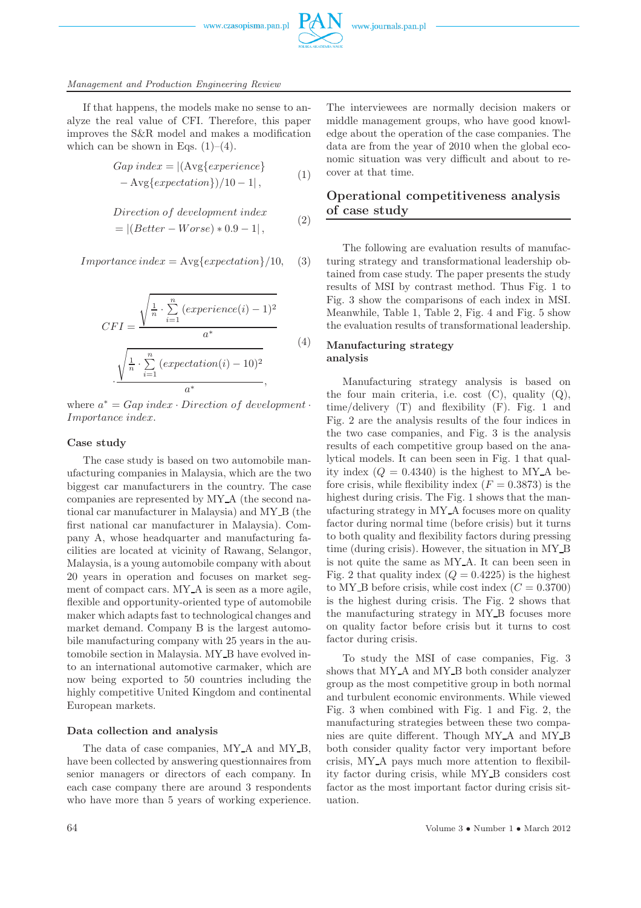If that happens, the models make no sense to analyze the real value of CFI. Therefore, this paper improves the S&R model and makes a modification which can be shown in Eqs. (1)–(4).

$$\begin{aligned} Gap\ index = &|(\text{Avg}\{experience\} \\ &- \text{Avg}\{expectation\})/10 - 1|, \end{aligned} \tag{1}$$

$$\begin{aligned} &Direction\ of\ development\ index \\ &= |(Better - Worse) * 0.9 - 1|, \end{aligned} \tag{2}$$

$$Importance\ index = \text{Avg}\{expectation\}/10, \tag{3}$$

$$\begin{aligned} CFI = &\frac{\sqrt{\frac{1}{n} \cdot \sum_{i=1}^{n} (experience(i) - 1)^2}}{a^*} \\ &\cdot \frac{\sqrt{\frac{1}{n} \cdot \sum_{i=1}^{n} (expectation(i) - 10)^2}}{a^*}, \end{aligned} \tag{4}$$

where $a^* = Gap\ index \cdot Direction\ of\ development \cdot Importance\ index$.

### Case study

The case study is based on two automobile manufacturing companies in Malaysia, which are the two biggest car manufacturers in the country. The case companies are represented by MY_A (the second national car manufacturer in Malaysia) and MY_B (the first national car manufacturer in Malaysia). Company A, whose headquarter and manufacturing facilities are located at vicinity of Rawang, Selangor, Malaysia, is a young automobile company with about 20 years in operation and focuses on market segment of compact cars. MY_A is seen as a more agile, flexible and opportunity-oriented type of automobile maker which adapts fast to technological changes and market demand. Company B is the largest automobile manufacturing company with 25 years in the automobile section in Malaysia. MY_B have evolved into an international automotive carmaker, which are now being exported to 50 countries including the highly competitive United Kingdom and continental European markets.

### Data collection and analysis

The data of case companies, MY_A and MY_B, have been collected by answering questionnaires from senior managers or directors of each company. In each case company there are around 3 respondents who have more than 5 years of working experience. The interviewees are normally decision makers or middle management groups, who have good knowledge about the operation of the case companies. The data are from the year of 2010 when the global economic situation was very difficult and about to recover at that time.

## Operational competitiveness analysis of case study

The following are evaluation results of manufacturing strategy and transformational leadership obtained from case study. The paper presents the study results of MSI by contrast method. Thus Fig. 1 to Fig. 3 show the comparisons of each index in MSI. Meanwhile, Table 1, Table 2, Fig. 4 and Fig. 5 show the evaluation results of transformational leadership.

### Manufacturing strategy analysis

Manufacturing strategy analysis is based on the four main criteria, i.e. cost (C), quality (Q), time/delivery (T) and flexibility (F). Fig. 1 and Fig. 2 are the analysis results of the four indices in the two case companies, and Fig. 3 is the analysis results of each competitive group based on the analytical models. It can been seen in Fig. 1 that quality index ($Q = 0.4340$) is the highest to MY_A before crisis, while flexibility index ($F = 0.3873$) is the highest during crisis. The Fig. 1 shows that the manufacturing strategy in MY_A focuses more on quality factor during normal time (before crisis) but it turns to both quality and flexibility factors during pressing time (during crisis). However, the situation in MY_B is not quite the same as MY_A. It can been seen in Fig. 2 that quality index ($Q = 0.4225$) is the highest to MY_B before crisis, while cost index ($C = 0.3700$) is the highest during crisis. The Fig. 2 shows that the manufacturing strategy in MY_B focuses more on quality factor before crisis but it turns to cost factor during crisis.

To study the MSI of case companies, Fig. 3 shows that MY_A and MY_B both consider analyzer group as the most competitive group in both normal and turbulent economic environments. While viewed Fig. 3 when combined with Fig. 1 and Fig. 2, the manufacturing strategies between these two companies are quite different. Though MY_A and MY_B both consider quality factor very important before crisis, MY_A pays much more attention to flexibility factor during crisis, while MY_B considers cost factor as the most important factor during crisis situation.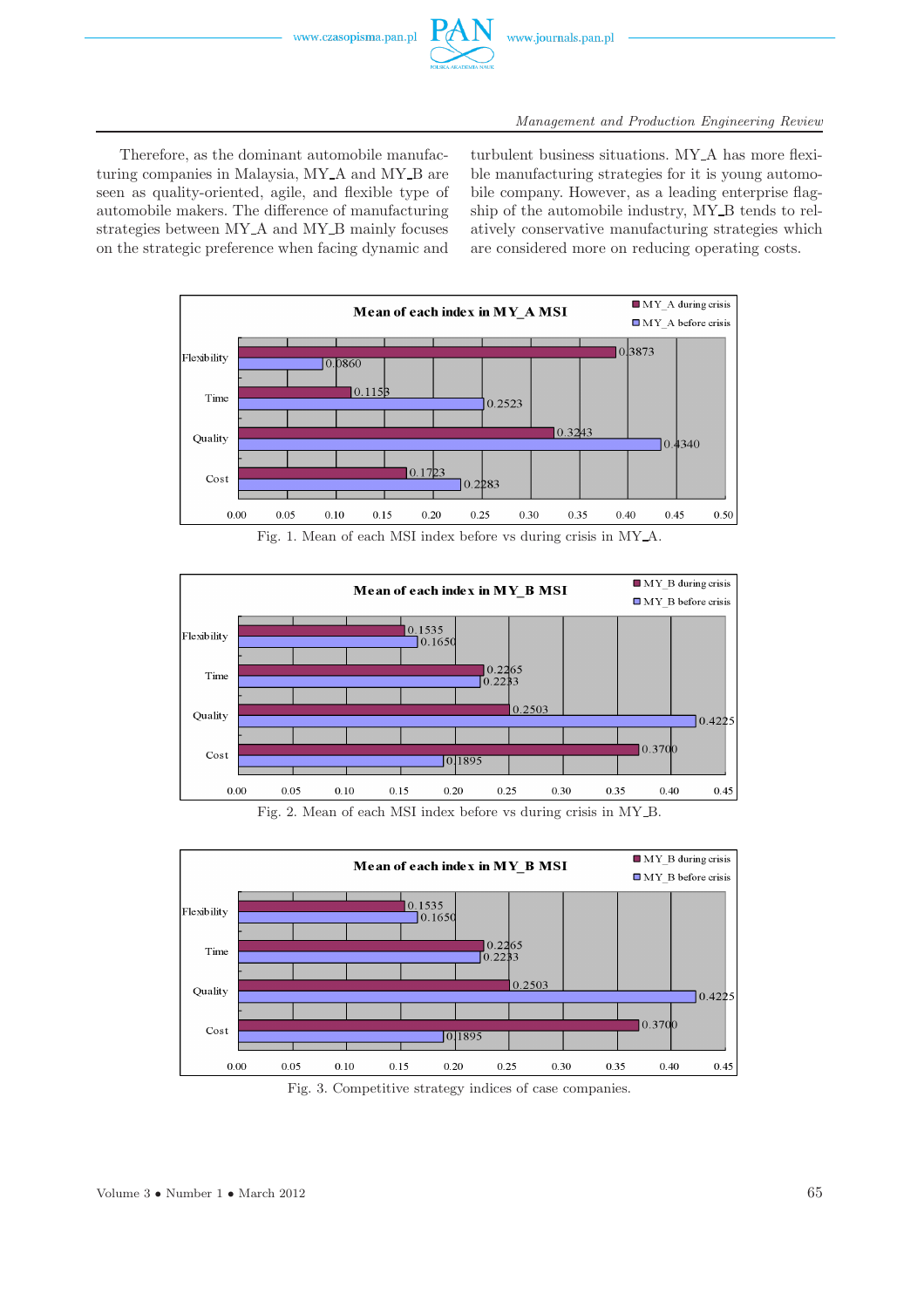Therefore, as the dominant automobile manufacturing companies in Malaysia, MY_A and MY_B are seen as quality-oriented, agile, and flexible type of automobile makers. The difference of manufacturing strategies between MY_A and MY_B mainly focuses on the strategic preference when facing dynamic and turbulent business situations. MY_A has more flexible manufacturing strategies for it is young automobile company. However, as a leading enterprise flagship of the automobile industry, MY_B tends to relatively conservative manufacturing strategies which are considered more on reducing operating costs.

Fig. 1. Mean of each MSI index before vs during crisis in MY_A.

Fig. 2. Mean of each MSI index before vs during crisis in MY_B.

Fig. 3. Competitive strategy indices of case companies.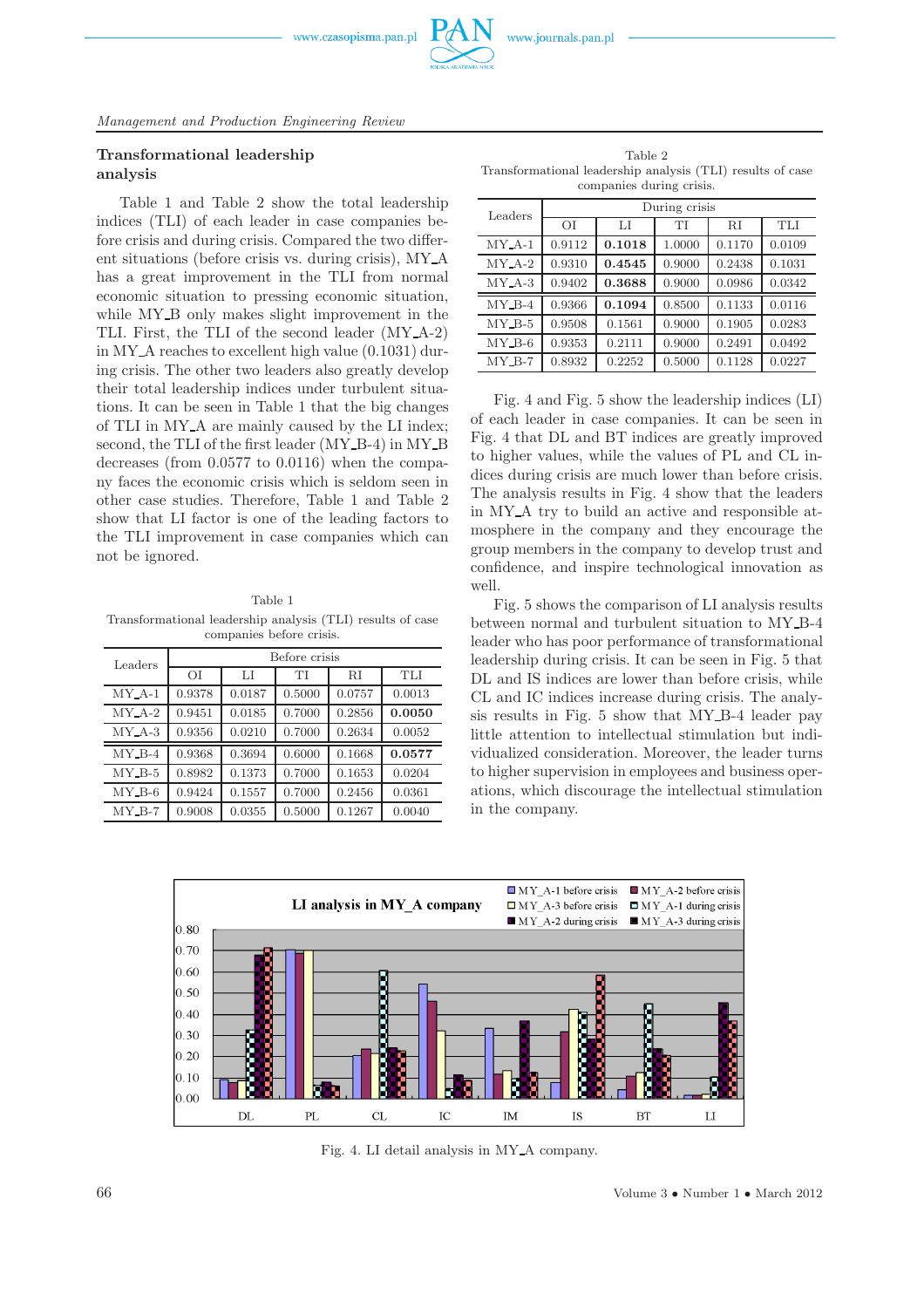### Transformational leadership analysis

Table 1 and Table 2 show the total leadership indices (TLI) of each leader in case companies before crisis and during crisis. Compared the two different situations (before crisis vs. during crisis), MY_A has a great improvement in the TLI from normal economic situation to pressing economic situation, while MY_B only makes slight improvement in the TLI. First, the TLI of the second leader (MY_A-2) in MY_A reaches to excellent high value (0.1031) during crisis. The other two leaders also greatly develop their total leadership indices under turbulent situations. It can be seen in Table 1 that the big changes of TLI in MY_A are mainly caused by the LI index; second, the TLI of the first leader (MY_B-4) in MY_B decreases (from 0.0577 to 0.0116) when the company faces the economic crisis which is seldom seen in other case studies. Therefore, Table 1 and Table 2 show that LI factor is one of the leading factors to the TLI improvement in case companies which can not be ignored.

Table 1
Transformational leadership analysis (TLI) results of case companies before crisis.

| Leaders | Before crisis | | | | |
|---|---|---|---|---|---|
| | OI | LI | TI | RI | TLI |
| MY_A-1 | 0.9378 | 0.0187 | 0.5000 | 0.0757 | 0.0013 |
| MY_A-2 | 0.9451 | 0.0185 | 0.7000 | 0.2856 | **0.0050** |
| MY_A-3 | 0.9356 | 0.0210 | 0.7000 | 0.2634 | 0.0052 |
| MY_B-4 | 0.9368 | 0.3694 | 0.6000 | 0.1668 | **0.0577** |
| MY_B-5 | 0.8982 | 0.1373 | 0.7000 | 0.1653 | 0.0204 |
| MY_B-6 | 0.9424 | 0.1557 | 0.7000 | 0.2456 | 0.0361 |
| MY_B-7 | 0.9008 | 0.0355 | 0.5000 | 0.1267 | 0.0040 |

Table 2
Transformational leadership analysis (TLI) results of case companies during crisis.

| Leaders | During crisis | | | | |
|---|---|---|---|---|---|
| | OI | LI | TI | RI | TLI |
| MY_A-1 | 0.9112 | **0.1018** | 1.0000 | 0.1170 | 0.0109 |
| MY_A-2 | 0.9310 | **0.4545** | 0.9000 | 0.2438 | 0.1031 |
| MY_A-3 | 0.9402 | **0.3688** | 0.9000 | 0.0986 | 0.0342 |
| MY_B-4 | 0.9366 | **0.1094** | 0.8500 | 0.1133 | 0.0116 |
| MY_B-5 | 0.9508 | 0.1561 | 0.9000 | 0.1905 | 0.0283 |
| MY_B-6 | 0.9353 | 0.2111 | 0.9000 | 0.2491 | 0.0492 |
| MY_B-7 | 0.8932 | 0.2252 | 0.5000 | 0.1128 | 0.0227 |

Fig. 4 and Fig. 5 show the leadership indices (LI) of each leader in case companies. It can be seen in Fig. 4 that DL and BT indices are greatly improved to higher values, while the values of PL and CL indices during crisis are much lower than before crisis. The analysis results in Fig. 4 show that the leaders in MY_A try to build an active and responsible atmosphere in the company and they encourage the group members in the company to develop trust and confidence, and inspire technological innovation as well.

Fig. 5 shows the comparison of LI analysis results between normal and turbulent situation to MY_B-4 leader who has poor performance of transformational leadership during crisis. It can be seen in Fig. 5 that DL and IS indices are lower than before crisis, while CL and IC indices increase during crisis. The analysis results in Fig. 5 show that MY_B-4 leader pay little attention to intellectual stimulation but individualized consideration. Moreover, the leader turns to higher supervision in employees and business operations, which discourage the intellectual stimulation in the company.

Fig. 4. LI detail analysis in MY_A company.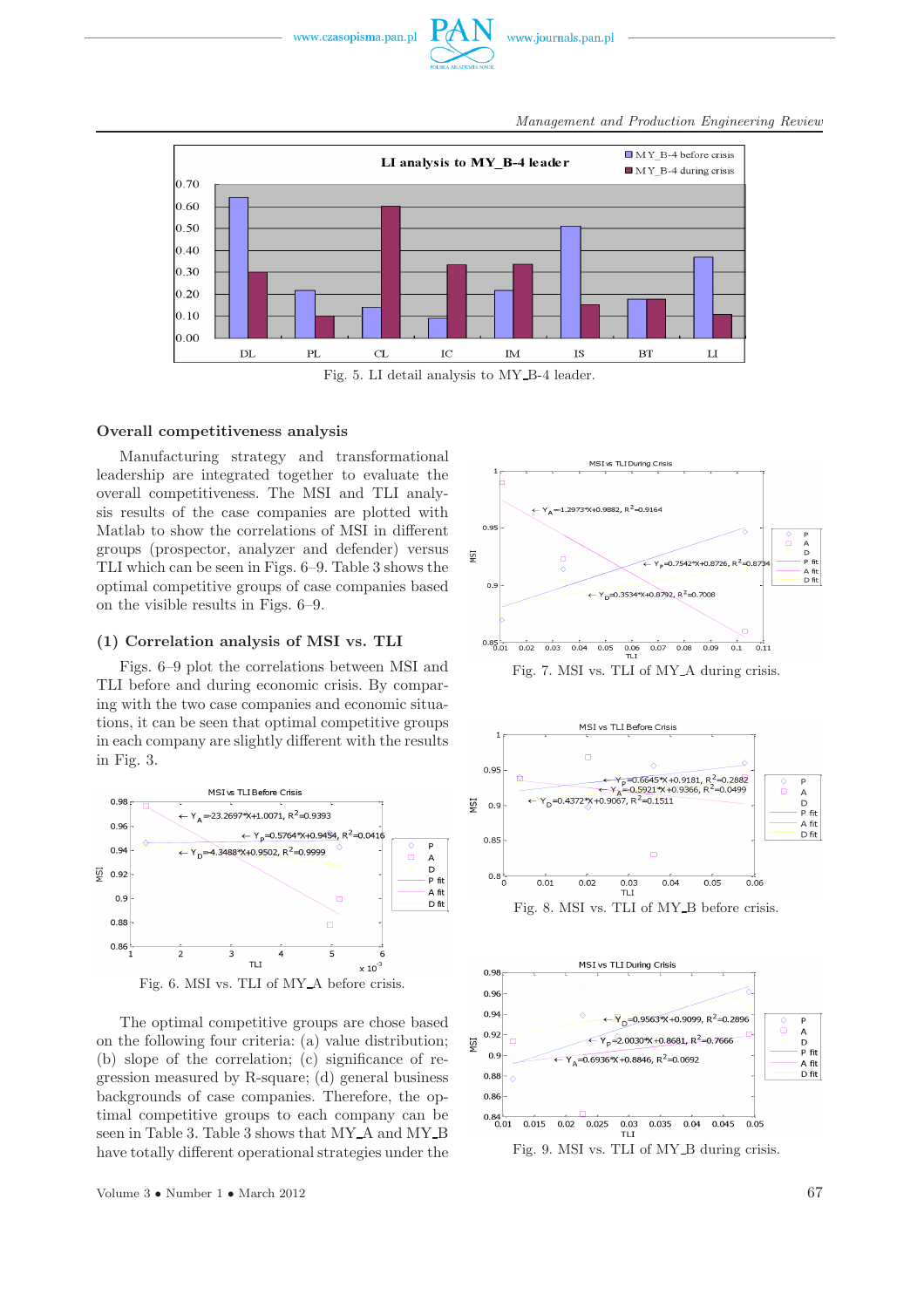Fig. 5. LI detail analysis to MY_B-4 leader.

## Overall competitiveness analysis

Manufacturing strategy and transformational leadership are integrated together to evaluate the overall competitiveness. The MSI and TLI analysis results of the case companies are plotted with Matlab to show the correlations of MSI in different groups (prospector, analyzer and defender) versus TLI which can be seen in Figs. 6–9. Table 3 shows the optimal competitive groups of case companies based on the visible results in Figs. 6–9.

### (1) Correlation analysis of MSI vs. TLI

Figs. 6–9 plot the correlations between MSI and TLI before and during economic crisis. By comparing with the two case companies and economic situations, it can be seen that optimal competitive groups in each company are slightly different with the results in Fig. 3.

Fig. 6. MSI vs. TLI of MY_A before crisis.

The optimal competitive groups are chose based on the following four criteria: (a) value distribution; (b) slope of the correlation; (c) significance of regression measured by R-square; (d) general business backgrounds of case companies. Therefore, the optimal competitive groups to each company can be seen in Table 3. Table 3 shows that MY_A and MY_B have totally different operational strategies under the

Fig. 7. MSI vs. TLI of MY_A during crisis.

Fig. 8. MSI vs. TLI of MY_B before crisis.

Fig. 9. MSI vs. TLI of MY_B during crisis.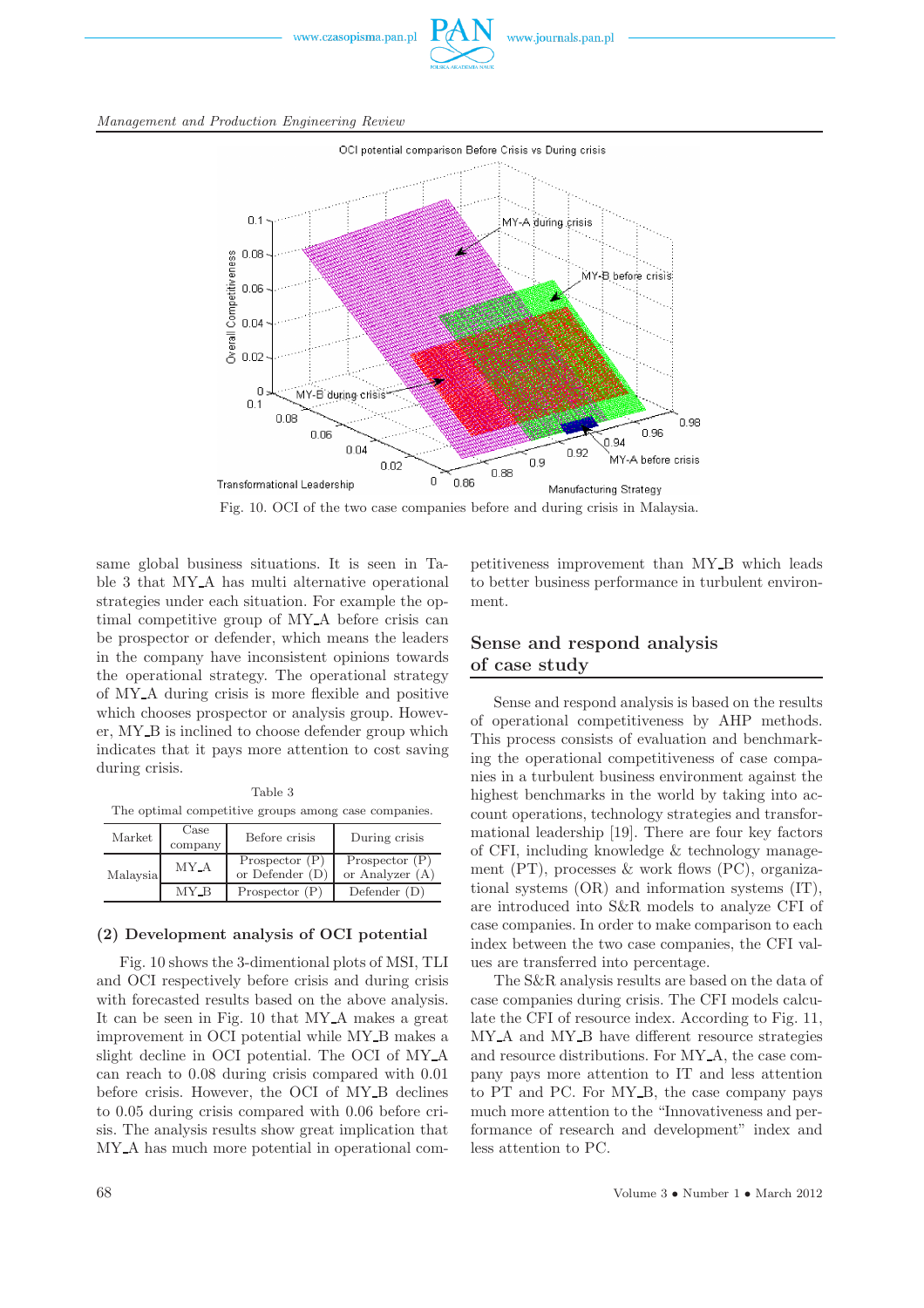Fig. 10. OCI of the two case companies before and during crisis in Malaysia.

same global business situations. It is seen in Table 3 that MY_A has multi alternative operational strategies under each situation. For example the optimal competitive group of MY_A before crisis can be prospector or defender, which means the leaders in the company have inconsistent opinions towards the operational strategy. The operational strategy of MY_A during crisis is more flexible and positive which chooses prospector or analysis group. However, MY_B is inclined to choose defender group which indicates that it pays more attention to cost saving during crisis.

Table 3
The optimal competitive groups among case companies.

| Market | Case company | Before crisis | During crisis |
|---|---|---|---|
| Malaysia | MY_A | Prospector (P) or Defender (D) | Prospector (P) or Analyzer (A) |
| | MY_B | Prospector (P) | Defender (D) |

### (2) Development analysis of OCI potential

Fig. 10 shows the 3-dimentional plots of MSI, TLI and OCI respectively before crisis and during crisis with forecasted results based on the above analysis. It can be seen in Fig. 10 that MY_A makes a great improvement in OCI potential while MY_B makes a slight decline in OCI potential. The OCI of MY_A can reach to 0.08 during crisis compared with 0.01 before crisis. However, the OCI of MY_B declines to 0.05 during crisis compared with 0.06 before crisis. The analysis results show great implication that MY_A has much more potential in operational competitiveness improvement than MY_B which leads to better business performance in turbulent environment.

## Sense and respond analysis of case study

Sense and respond analysis is based on the results of operational competitiveness by AHP methods. This process consists of evaluation and benchmarking the operational competitiveness of case companies in a turbulent business environment against the highest benchmarks in the world by taking into account operations, technology strategies and transformational leadership [19]. There are four key factors of CFI, including knowledge & technology management (PT), processes & work flows (PC), organizational systems (OR) and information systems (IT), are introduced into S&R models to analyze CFI of case companies. In order to make comparison to each index between the two case companies, the CFI values are transferred into percentage.

The S&R analysis results are based on the data of case companies during crisis. The CFI models calculate the CFI of resource index. According to Fig. 11, MY_A and MY_B have different resource strategies and resource distributions. For MY_A, the case company pays more attention to IT and less attention to PT and PC. For MY_B, the case company pays much more attention to the "Innovativeness and performance of research and development" index and less attention to PC.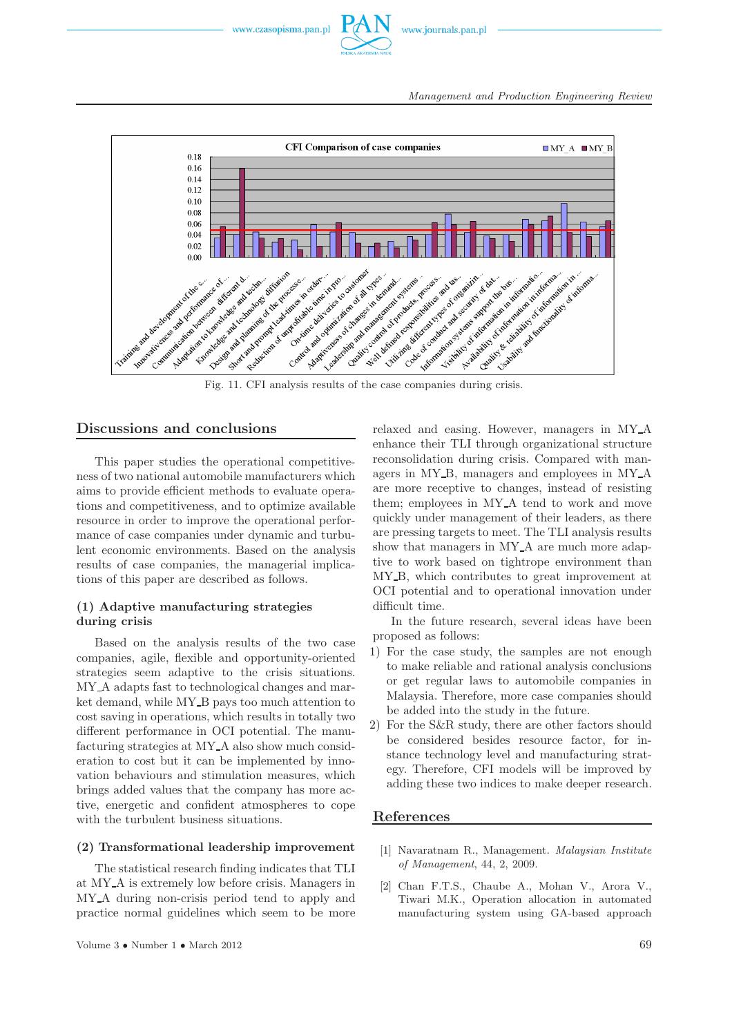Fig. 11. CFI analysis results of the case companies during crisis.

## Discussions and conclusions

This paper studies the operational competitiveness of two national automobile manufacturers which aims to provide efficient methods to evaluate operations and competitiveness, and to optimize available resource in order to improve the operational performance of case companies under dynamic and turbulent economic environments. Based on the analysis results of case companies, the managerial implications of this paper are described as follows.

### (1) Adaptive manufacturing strategies during crisis

Based on the analysis results of the two case companies, agile, flexible and opportunity-oriented strategies seem adaptive to the crisis situations. MY_A adapts fast to technological changes and market demand, while MY_B pays too much attention to cost saving in operations, which results in totally two different performance in OCI potential. The manufacturing strategies at MY_A also show much consideration to cost but it can be implemented by innovation behaviours and stimulation measures, which brings added values that the company has more active, energetic and confident atmospheres to cope with the turbulent business situations.

### (2) Transformational leadership improvement

The statistical research finding indicates that TLI at MY_A is extremely low before crisis. Managers in MY_A during non-crisis period tend to apply and practice normal guidelines which seem to be more relaxed and easing. However, managers in MY_A enhance their TLI through organizational structure reconsolidation during crisis. Compared with managers in MY_B, managers and employees in MY_A are more receptive to changes, instead of resisting them; employees in MY_A tend to work and move quickly under management of their leaders, as there are pressing targets to meet. The TLI analysis results show that managers in MY_A are much more adaptive to work based on tightrope environment than MY_B, which contributes to great improvement at OCI potential and to operational innovation under difficult time.

In the future research, several ideas have been proposed as follows:

1) For the case study, the samples are not enough to make reliable and rational analysis conclusions or get regular laws to automobile companies in Malaysia. Therefore, more case companies should be added into the study in the future.
2) For the S&R study, there are other factors should be considered besides resource factor, for instance technology level and manufacturing strategy. Therefore, CFI models will be improved by adding these two indices to make deeper research.

## References

[1] Navaratnam R., Management. *Malaysian Institute of Management*, 44, 2, 2009.

[2] Chan F.T.S., Chaube A., Mohan V., Arora V., Tiwari M.K., Operation allocation in automated manufacturing system using GA-based approach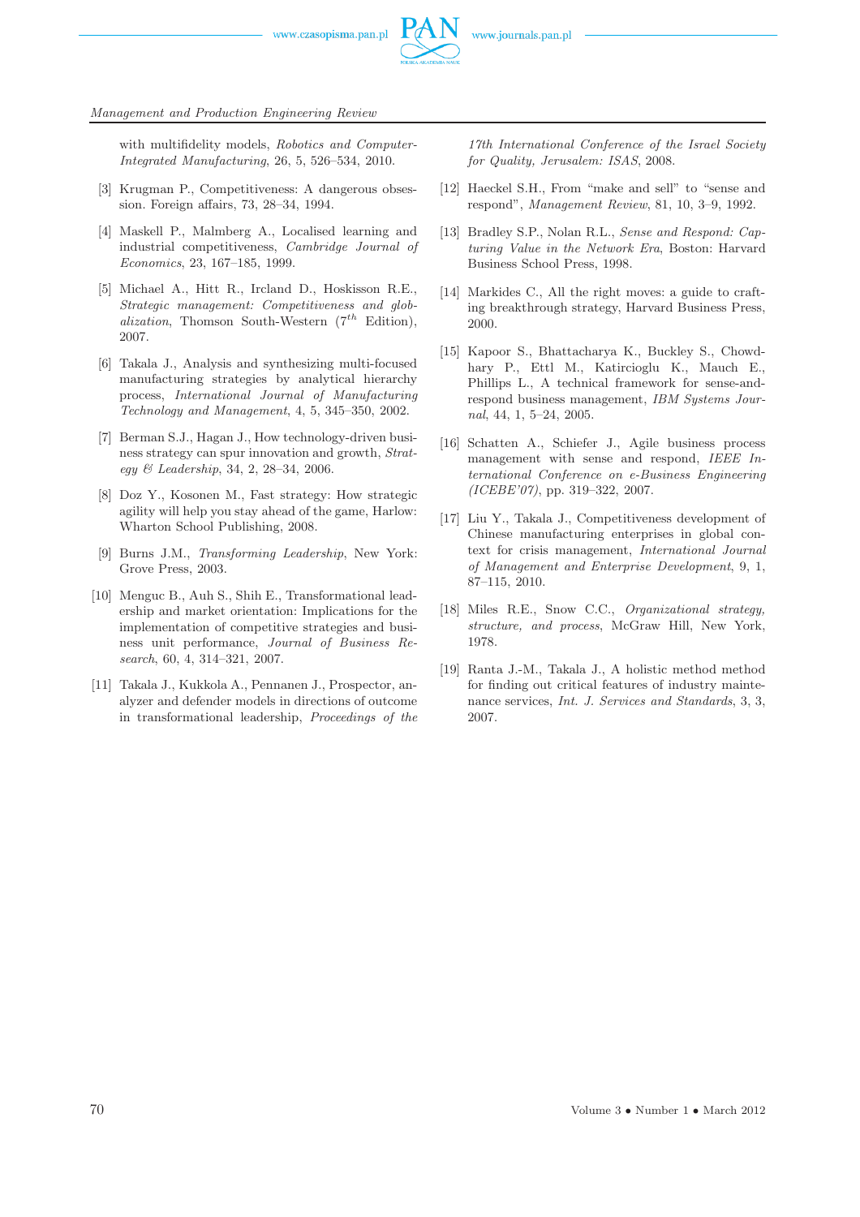with multifidelity models, *Robotics and Computer-Integrated Manufacturing*, 26, 5, 526–534, 2010.

[3] Krugman P., Competitiveness: A dangerous obsession. Foreign affairs, 73, 28–34, 1994.

[4] Maskell P., Malmberg A., Localised learning and industrial competitiveness, *Cambridge Journal of Economics*, 23, 167–185, 1999.

[5] Michael A., Hitt R., Ircland D., Hoskisson R.E., *Strategic management: Competitiveness and globalization*, Thomson South-Western (7$^{th}$ Edition), 2007.

[6] Takala J., Analysis and synthesizing multi-focused manufacturing strategies by analytical hierarchy process, *International Journal of Manufacturing Technology and Management*, 4, 5, 345–350, 2002.

[7] Berman S.J., Hagan J., How technology-driven business strategy can spur innovation and growth, *Strategy & Leadership*, 34, 2, 28–34, 2006.

[8] Doz Y., Kosonen M., Fast strategy: How strategic agility will help you stay ahead of the game, Harlow: Wharton School Publishing, 2008.

[9] Burns J.M., *Transforming Leadership*, New York: Grove Press, 2003.

[10] Menguc B., Auh S., Shih E., Transformational leadership and market orientation: Implications for the implementation of competitive strategies and business unit performance, *Journal of Business Research*, 60, 4, 314–321, 2007.

[11] Takala J., Kukkola A., Pennanen J., Prospector, analyzer and defender models in directions of outcome in transformational leadership, *Proceedings of the 17th International Conference of the Israel Society for Quality, Jerusalem: ISAS*, 2008.

[12] Haeckel S.H., From "make and sell" to "sense and respond", *Management Review*, 81, 10, 3–9, 1992.

[13] Bradley S.P., Nolan R.L., *Sense and Respond: Capturing Value in the Network Era*, Boston: Harvard Business School Press, 1998.

[14] Markides C., All the right moves: a guide to crafting breakthrough strategy, Harvard Business Press, 2000.

[15] Kapoor S., Bhattacharya K., Buckley S., Chowdhary P., Ettl M., Katircioglu K., Mauch E., Phillips L., A technical framework for sense-and-respond business management, *IBM Systems Journal*, 44, 1, 5–24, 2005.

[16] Schatten A., Schiefer J., Agile business process management with sense and respond, *IEEE International Conference on e-Business Engineering (ICEBE'07)*, pp. 319–322, 2007.

[17] Liu Y., Takala J., Competitiveness development of Chinese manufacturing enterprises in global context for crisis management, *International Journal of Management and Enterprise Development*, 9, 1, 87–115, 2010.

[18] Miles R.E., Snow C.C., *Organizational strategy, structure, and process*, McGraw Hill, New York, 1978.

[19] Ranta J.-M., Takala J., A holistic method method for finding out critical features of industry maintenance services, *Int. J. Services and Standards*, 3, 3, 2007.